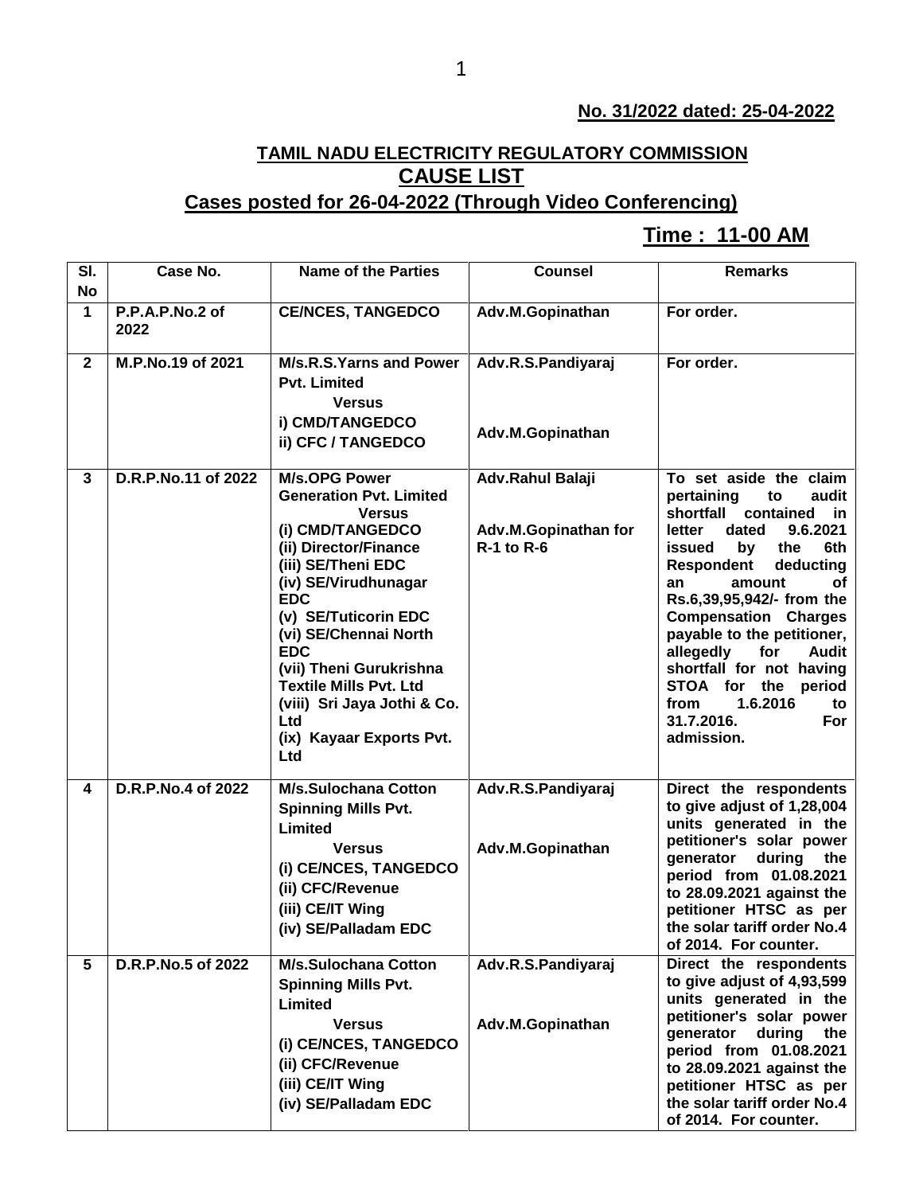**No. 31/2022 dated: 25-04-2022**

## TAMIL NADU ELECTRICITY REGULATORY COMMISSION

## CAUSE LIST

### Cases posted for 26-04-2022 (Through Video Conferencing)

### Time : 11-00 AM

| Sl. No | Case No. | Name of the Parties | Counsel | Remarks |
|---|---|---|---|---|
| 1 | P.P.A.P.No.2 of 2022 | CE/NCES, TANGEDCO | Adv.M.Gopinathan | For order. |
| 2 | M.P.No.19 of 2021 | M/s.R.S.Yarns and Power Pvt. Limited<br>Versus<br>i) CMD/TANGEDCO<br>ii) CFC / TANGEDCO | Adv.R.S.Pandiyaraj<br><br>Adv.M.Gopinathan | For order. |
| 3 | D.R.P.No.11 of 2022 | M/s.OPG Power Generation Pvt. Limited<br>Versus<br>(i) CMD/TANGEDCO<br>(ii) Director/Finance<br>(iii) SE/Theni EDC<br>(iv) SE/Virudhunagar EDC<br>(v) SE/Tuticorin EDC<br>(vi) SE/Chennai North EDC<br>(vii) Theni Gurukrishna Textile Mills Pvt. Ltd<br>(viii) Sri Jaya Jothi & Co. Ltd<br>(ix) Kayaar Exports Pvt. Ltd | Adv.Rahul Balaji<br><br>Adv.M.Gopinathan for R-1 to R-6 | To set aside the claim pertaining to audit shortfall contained in letter dated 9.6.2021 issued by the 6th Respondent deducting an amount of Rs.6,39,95,942/- from the Compensation Charges payable to the petitioner, allegedly for Audit shortfall for not having STOA for the period from 1.6.2016 to 31.7.2016. For admission. |
| 4 | D.R.P.No.4 of 2022 | M/s.Sulochana Cotton Spinning Mills Pvt. Limited<br>Versus<br>(i) CE/NCES, TANGEDCO<br>(ii) CFC/Revenue<br>(iii) CE/IT Wing<br>(iv) SE/Palladam EDC | Adv.R.S.Pandiyaraj<br><br>Adv.M.Gopinathan | Direct the respondents to give adjust of 1,28,004 units generated in the petitioner's solar power generator during the period from 01.08.2021 to 28.09.2021 against the petitioner HTSC as per the solar tariff order No.4 of 2014. For counter. |
| 5 | D.R.P.No.5 of 2022 | M/s.Sulochana Cotton Spinning Mills Pvt. Limited<br>Versus<br>(i) CE/NCES, TANGEDCO<br>(ii) CFC/Revenue<br>(iii) CE/IT Wing<br>(iv) SE/Palladam EDC | Adv.R.S.Pandiyaraj<br><br>Adv.M.Gopinathan | Direct the respondents to give adjust of 4,93,599 units generated in the petitioner's solar power generator during the period from 01.08.2021 to 28.09.2021 against the petitioner HTSC as per the solar tariff order No.4 of 2014. For counter. |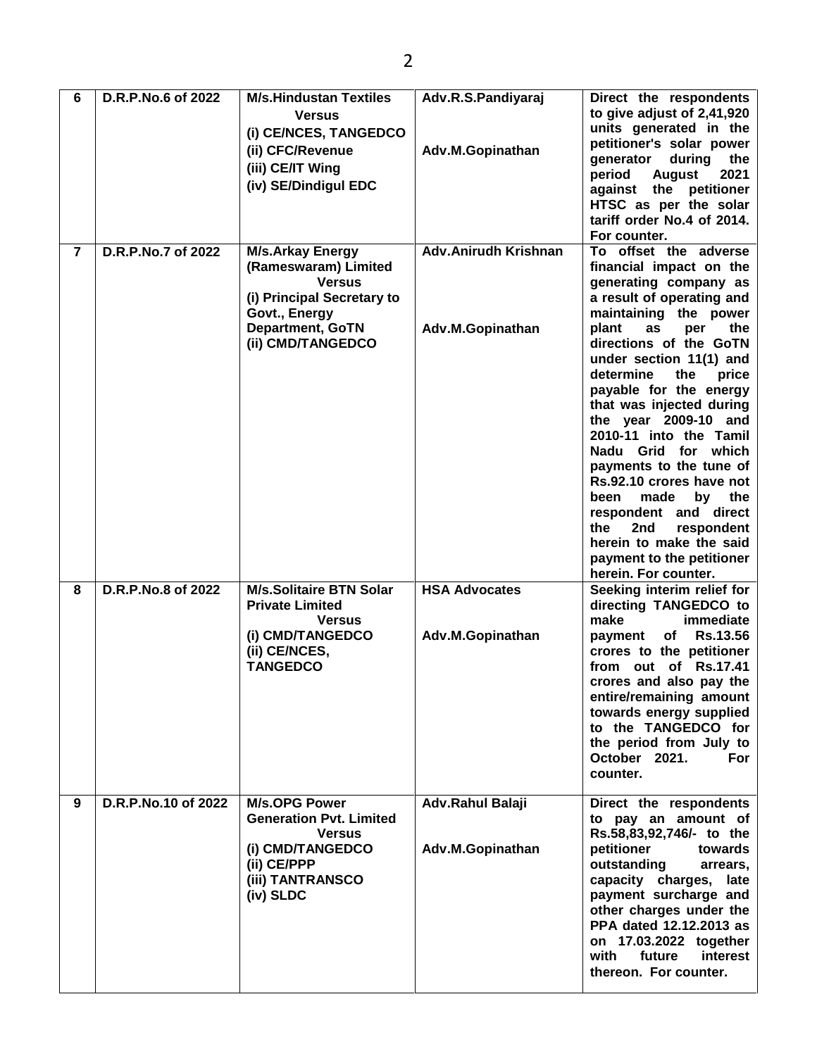| 6 | D.R.P.No.6 of 2022 | M/s.Hindustan Textiles<br>Versus<br>(i) CE/NCES, TANGEDCO<br>(ii) CFC/Revenue<br>(iii) CE/IT Wing<br>(iv) SE/Dindigul EDC | Adv.R.S.Pandiyaraj<br><br>Adv.M.Gopinathan | Direct the respondents to give adjust of 2,41,920 units generated in the petitioner's solar power generator during the period August 2021 against the petitioner HTSC as per the solar tariff order No.4 of 2014. For counter. |
|---|---|---|---|---|
| 7 | D.R.P.No.7 of 2022 | M/s.Arkay Energy (Rameswaram) Limited<br>Versus<br>(i) Principal Secretary to Govt., Energy Department, GoTN<br>(ii) CMD/TANGEDCO | Adv.Anirudh Krishnan<br><br>Adv.M.Gopinathan | To offset the adverse financial impact on the generating company as a result of operating and maintaining the power plant as per the directions of the GoTN under section 11(1) and determine the price payable for the energy that was injected during the year 2009-10 and 2010-11 into the Tamil Nadu Grid for which payments to the tune of Rs.92.10 crores have not been made by the respondent and direct the 2nd respondent herein to make the said payment to the petitioner herein. For counter. |
| 8 | D.R.P.No.8 of 2022 | M/s.Solitaire BTN Solar Private Limited<br>Versus<br>(i) CMD/TANGEDCO<br>(ii) CE/NCES, TANGEDCO | HSA Advocates<br><br>Adv.M.Gopinathan | Seeking interim relief for directing TANGEDCO to make immediate payment of Rs.13.56 crores to the petitioner from out of Rs.17.41 crores and also pay the entire/remaining amount towards energy supplied to the TANGEDCO for the period from July to October 2021. For counter. |
| 9 | D.R.P.No.10 of 2022 | M/s.OPG Power Generation Pvt. Limited<br>Versus<br>(i) CMD/TANGEDCO<br>(ii) CE/PPP<br>(iii) TANTRANSCO<br>(iv) SLDC | Adv.Rahul Balaji<br><br>Adv.M.Gopinathan | Direct the respondents to pay an amount of Rs.58,83,92,746/- to the petitioner towards outstanding arrears, capacity charges, late payment surcharge and other charges under the PPA dated 12.12.2013 as on 17.03.2022 together with future interest thereon. For counter. |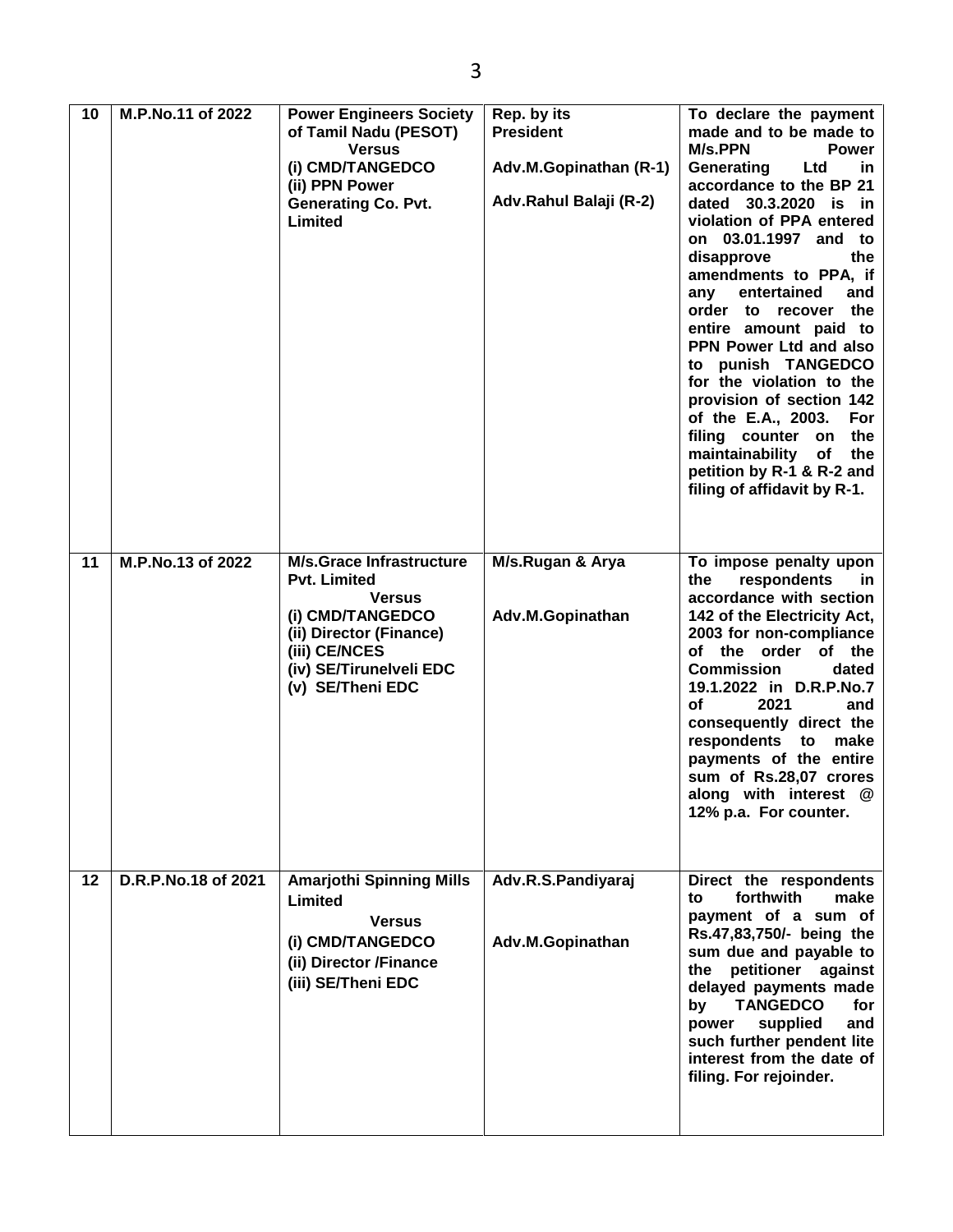| 10 | M.P.No.11 of 2022 | **Power Engineers Society of Tamil Nadu (PESOT)** **Versus** (i) CMD/TANGEDCO (ii) PPN Power Generating Co. Pvt. Limited | Rep. by its President<br><br>Adv.M.Gopinathan (R-1)<br><br>Adv.Rahul Balaji (R-2) | To declare the payment made and to be made to M/s.PPN Power Generating Ltd in accordance to the BP 21 dated 30.3.2020 is in violation of PPA entered on 03.01.1997 and to disapprove the amendments to PPA, if any entertained and order to recover the entire amount paid to PPN Power Ltd and also to punish TANGEDCO for the violation to the provision of section 142 of the E.A., 2003. For filing counter on the maintainability of the petition by R-1 & R-2 and filing of affidavit by R-1. |
|---|---|---|---|---|
| 11 | M.P.No.13 of 2022 | **M/s.Grace Infrastructure Pvt. Limited** **Versus** (i) CMD/TANGEDCO (ii) Director (Finance) (iii) CE/NCES (iv) SE/Tirunelveli EDC (v) SE/Theni EDC | M/s.Rugan & Arya<br><br>Adv.M.Gopinathan | To impose penalty upon the respondents in accordance with section 142 of the Electricity Act, 2003 for non-compliance of the order of the Commission dated 19.1.2022 in D.R.P.No.7 of 2021 and consequently direct the respondents to make payments of the entire sum of Rs.28,07 crores along with interest @ 12% p.a. For counter. |
| 12 | D.R.P.No.18 of 2021 | **Amarjothi Spinning Mills Limited** **Versus** (i) CMD/TANGEDCO (ii) Director /Finance (iii) SE/Theni EDC | Adv.R.S.Pandiyaraj<br><br>Adv.M.Gopinathan | Direct the respondents to forthwith make payment of a sum of Rs.47,83,750/- being the sum due and payable to the petitioner against delayed payments made by TANGEDCO for power supplied and such further pendent lite interest from the date of filing. For rejoinder. |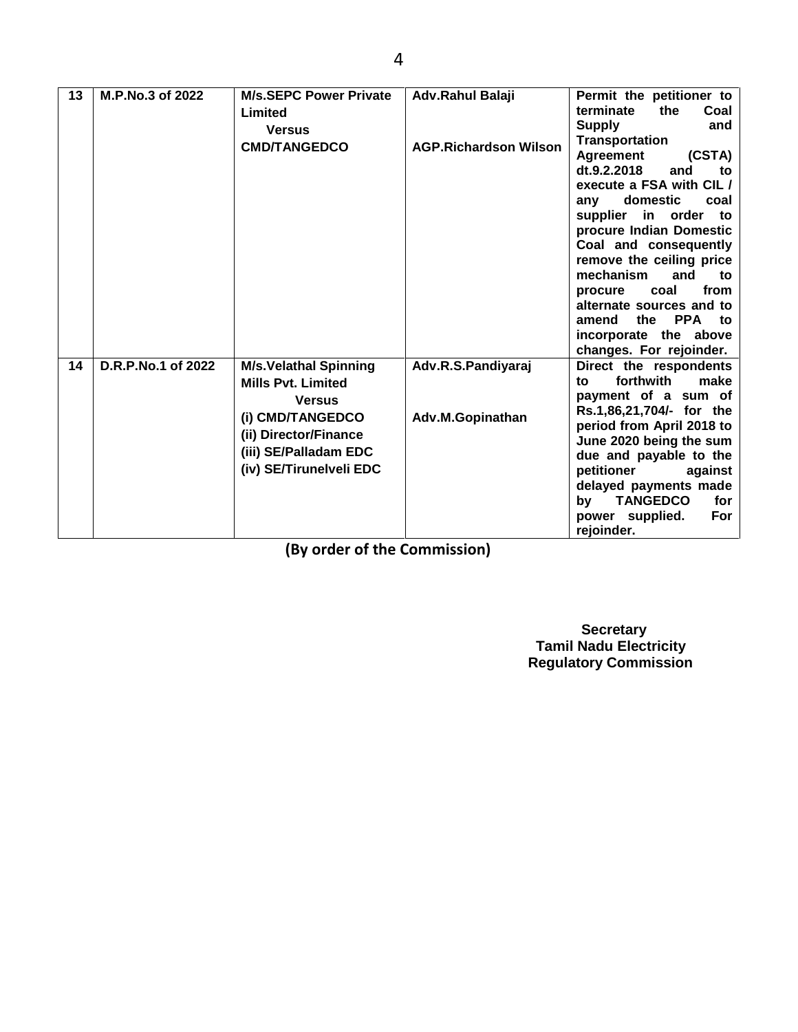| | | | | |
|---|---|---|---|---|
| **13** | **M.P.No.3 of 2022** | **M/s.SEPC Power Private Limited**<br>**Versus**<br>**CMD/TANGEDCO** | **Adv.Rahul Balaji**<br><br>**AGP.Richardson Wilson** | **Permit the petitioner to terminate the Coal Supply and Transportation Agreement (CSTA) dt.9.2.2018 and to execute a FSA with CIL / any domestic coal supplier in order to procure Indian Domestic Coal and consequently remove the ceiling price mechanism and to procure coal from alternate sources and to amend the PPA to incorporate the above changes. For rejoinder.** |
| **14** | **D.R.P.No.1 of 2022** | **M/s.Velathal Spinning Mills Pvt. Limited**<br>**Versus**<br>**(i) CMD/TANGEDCO**<br>**(ii) Director/Finance**<br>**(iii) SE/Palladam EDC**<br>**(iv) SE/Tirunelveli EDC** | **Adv.R.S.Pandiyaraj**<br><br>**Adv.M.Gopinathan** | **Direct the respondents to forthwith make payment of a sum of Rs.1,86,21,704/- for the period from April 2018 to June 2020 being the sum due and payable to the petitioner against delayed payments made by TANGEDCO for power supplied. For rejoinder.** |

**(By order of the Commission)**

**Secretary**
**Tamil Nadu Electricity Regulatory Commission**